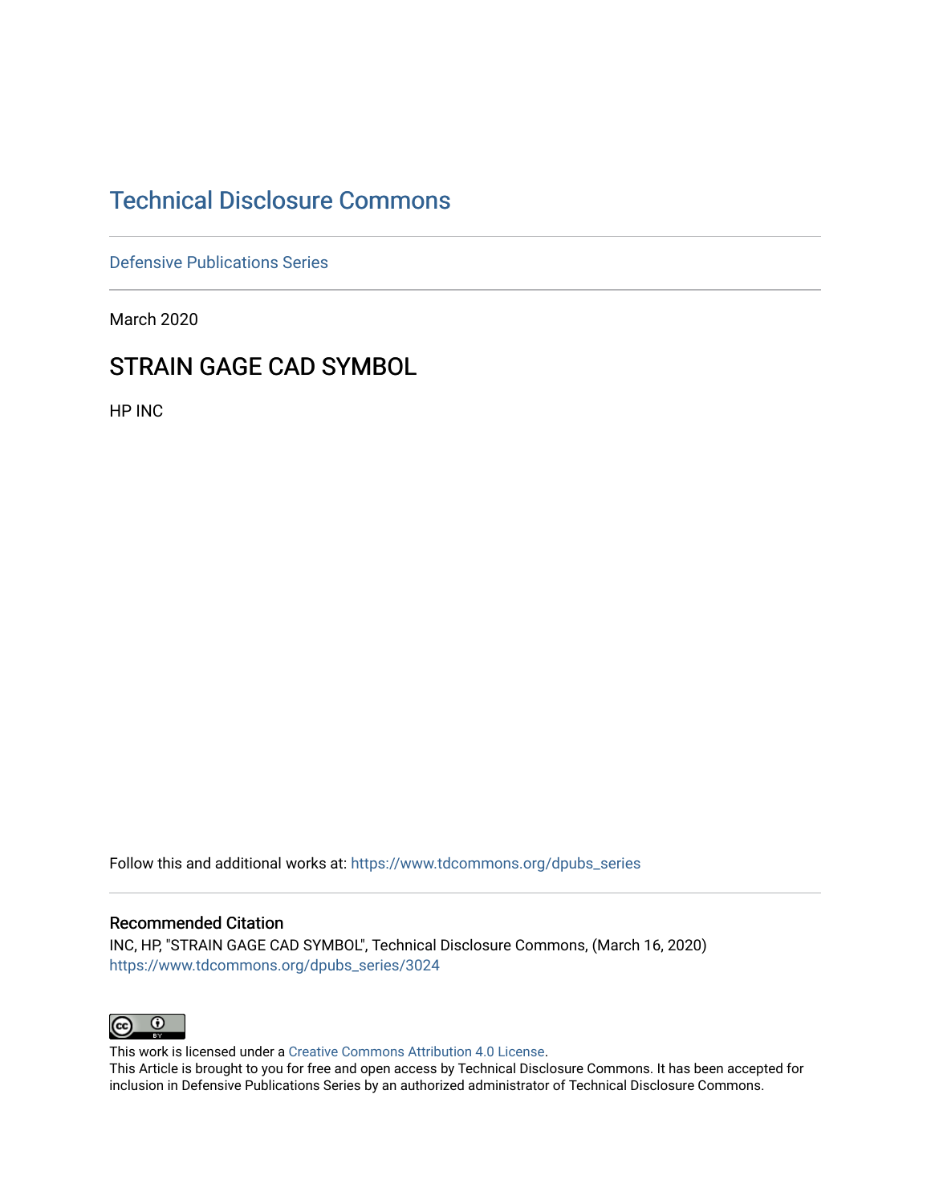# Technical Disclosure Commons

Defensive Publications Series

March 2020

## STRAIN GAGE CAD SYMBOL

HP INC

Follow this and additional works at: https://www.tdcommons.org/dpubs_series

### Recommended Citation

INC, HP, "STRAIN GAGE CAD SYMBOL", Technical Disclosure Commons, (March 16, 2020)
https://www.tdcommons.org/dpubs_series/3024

This work is licensed under a Creative Commons Attribution 4.0 License.
This Article is brought to you for free and open access by Technical Disclosure Commons. It has been accepted for inclusion in Defensive Publications Series by an authorized administrator of Technical Disclosure Commons.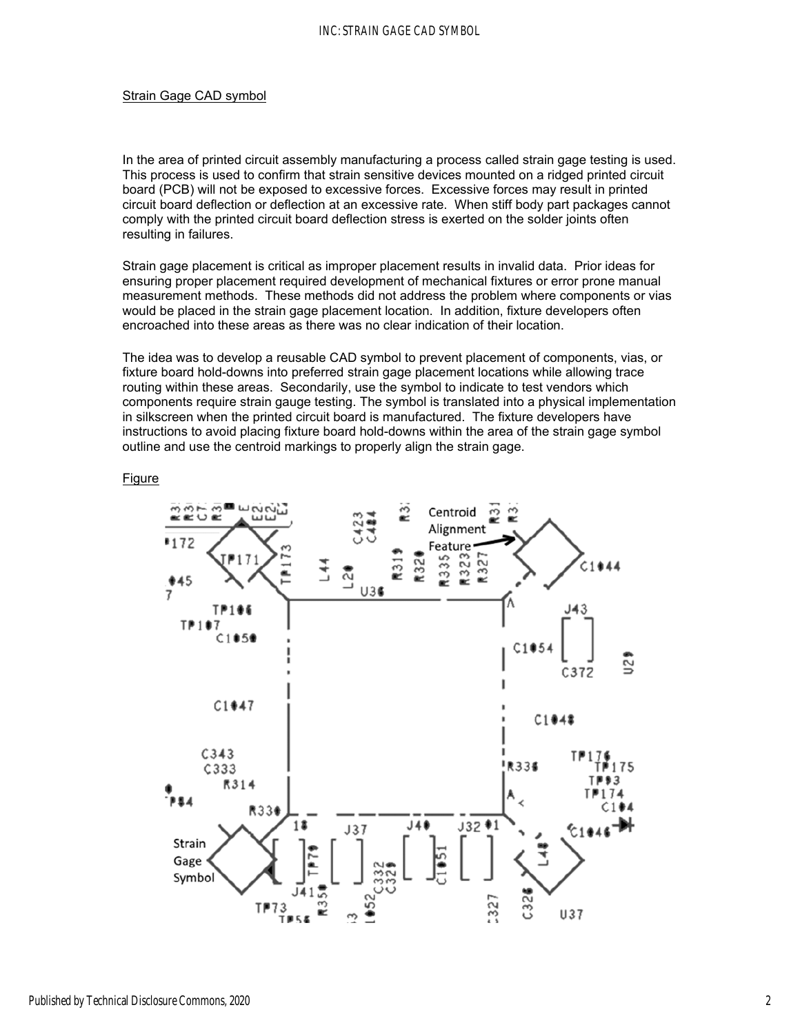Strain Gage CAD symbol

In the area of printed circuit assembly manufacturing a process called strain gage testing is used. This process is used to confirm that strain sensitive devices mounted on a ridged printed circuit board (PCB) will not be exposed to excessive forces. Excessive forces may result in printed circuit board deflection or deflection at an excessive rate. When stiff body part packages cannot comply with the printed circuit board deflection stress is exerted on the solder joints often resulting in failures.

Strain gage placement is critical as improper placement results in invalid data. Prior ideas for ensuring proper placement required development of mechanical fixtures or error prone manual measurement methods. These methods did not address the problem where components or vias would be placed in the strain gage placement location. In addition, fixture developers often encroached into these areas as there was no clear indication of their location.

The idea was to develop a reusable CAD symbol to prevent placement of components, vias, or fixture board hold-downs into preferred strain gage placement locations while allowing trace routing within these areas. Secondarily, use the symbol to indicate to test vendors which components require strain gauge testing. The symbol is translated into a physical implementation in silkscreen when the printed circuit board is manufactured. The fixture developers have instructions to avoid placing fixture board hold-downs within the area of the strain gage symbol outline and use the centroid markings to properly align the strain gage.

Figure

Centroid Alignment Feature

Strain Gage Symbol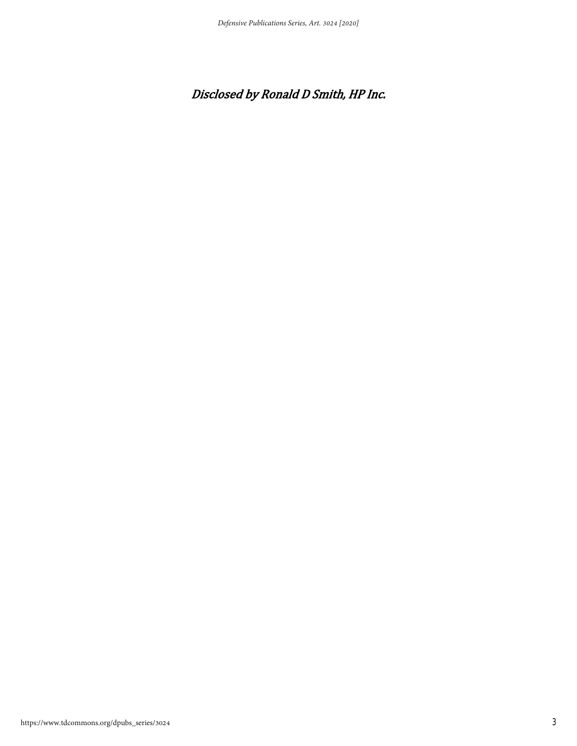*Disclosed by Ronald D Smith, HP Inc.*